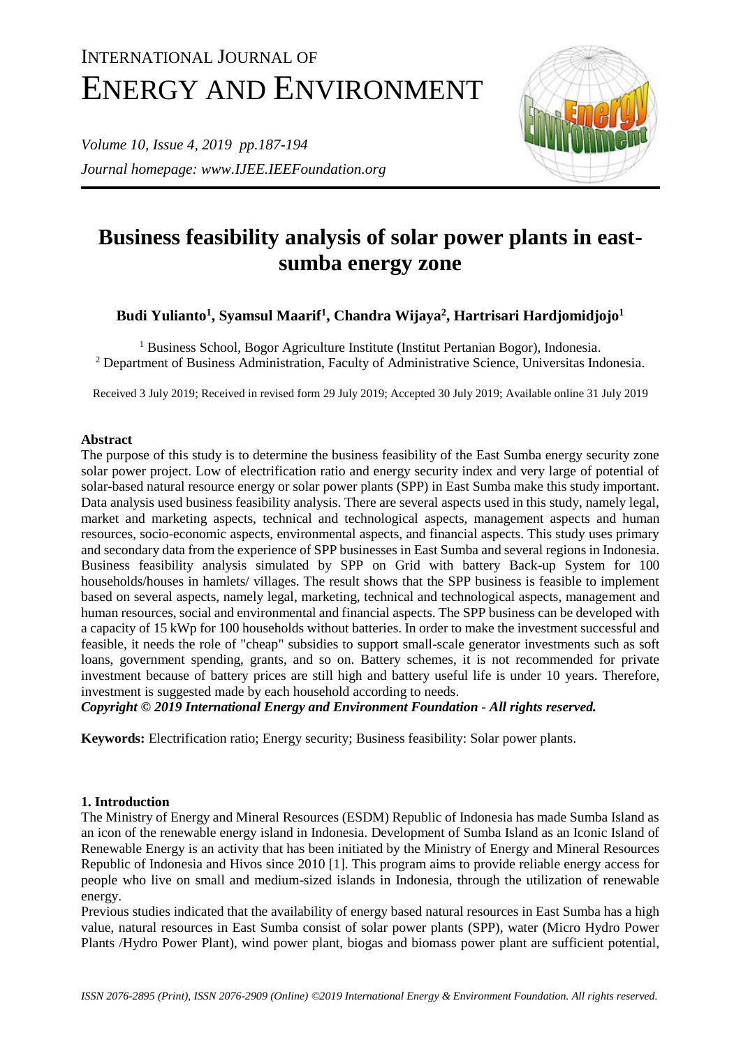# INTERNATIONAL JOURNAL OF ENERGY AND ENVIRONMENT

*Journal homepage: www.IJEE.IEEFoundation.org*

# Business feasibility analysis of solar power plants in east-sumba energy zone

**Budi Yulianto[1], Syamsul Maarif[1], Chandra Wijaya[2], Hartrisari Hardjomidjojo[1]**

[1] Business School, Bogor Agriculture Institute (Institut Pertanian Bogor), Indonesia.
[2] Department of Business Administration, Faculty of Administrative Science, Universitas Indonesia.

Received 3 July 2019; Received in revised form 29 July 2019; Accepted 30 July 2019; Available online 31 July 2019

## Abstract

The purpose of this study is to determine the business feasibility of the East Sumba energy security zone solar power project. Low of electrification ratio and energy security index and very large of potential of solar-based natural resource energy or solar power plants (SPP) in East Sumba make this study important. Data analysis used business feasibility analysis. There are several aspects used in this study, namely legal, market and marketing aspects, technical and technological aspects, management aspects and human resources, socio-economic aspects, environmental aspects, and financial aspects. This study uses primary and secondary data from the experience of SPP businesses in East Sumba and several regions in Indonesia. Business feasibility analysis simulated by SPP on Grid with battery Back-up System for 100 households/houses in hamlets/ villages. The result shows that the SPP business is feasible to implement based on several aspects, namely legal, marketing, technical and technological aspects, management and human resources, social and environmental and financial aspects. The SPP business can be developed with a capacity of 15 kWp for 100 households without batteries. In order to make the investment successful and feasible, it needs the role of "cheap" subsidies to support small-scale generator investments such as soft loans, government spending, grants, and so on. Battery schemes, it is not recommended for private investment because of battery prices are still high and battery useful life is under 10 years. Therefore, investment is suggested made by each household according to needs.

***Copyright © 2019 International Energy and Environment Foundation - All rights reserved.***

**Keywords:** Electrification ratio; Energy security; Business feasibility: Solar power plants.

## 1. Introduction

The Ministry of Energy and Mineral Resources (ESDM) Republic of Indonesia has made Sumba Island as an icon of the renewable energy island in Indonesia. Development of Sumba Island as an Iconic Island of Renewable Energy is an activity that has been initiated by the Ministry of Energy and Mineral Resources Republic of Indonesia and Hivos since 2010 [1]. This program aims to provide reliable energy access for people who live on small and medium-sized islands in Indonesia, through the utilization of renewable energy.

Previous studies indicated that the availability of energy based natural resources in East Sumba has a high value, natural resources in East Sumba consist of solar power plants (SPP), water (Micro Hydro Power Plants /Hydro Power Plant), wind power plant, biogas and biomass power plant are sufficient potential,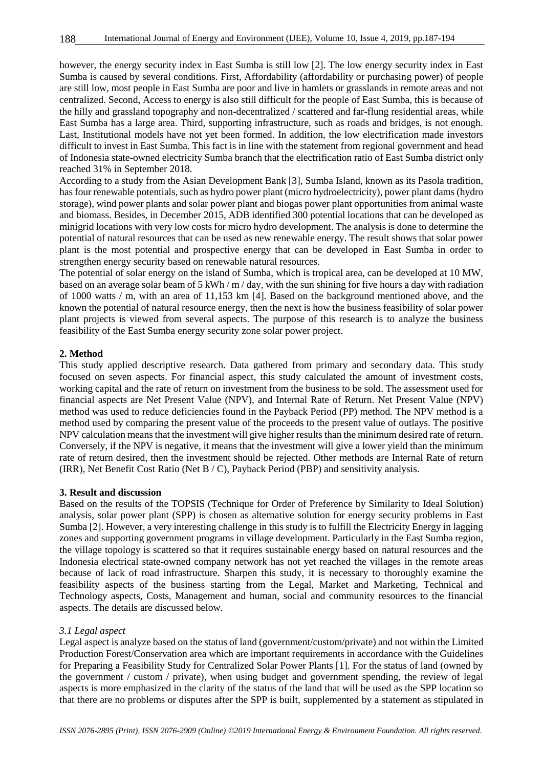however, the energy security index in East Sumba is still low [2]. The low energy security index in East Sumba is caused by several conditions. First, Affordability (affordability or purchasing power) of people are still low, most people in East Sumba are poor and live in hamlets or grasslands in remote areas and not centralized. Second, Access to energy is also still difficult for the people of East Sumba, this is because of the hilly and grassland topography and non-decentralized / scattered and far-flung residential areas, while East Sumba has a large area. Third, supporting infrastructure, such as roads and bridges, is not enough. Last, Institutional models have not yet been formed. In addition, the low electrification made investors difficult to invest in East Sumba. This fact is in line with the statement from regional government and head of Indonesia state-owned electricity Sumba branch that the electrification ratio of East Sumba district only reached 31% in September 2018.

According to a study from the Asian Development Bank [3], Sumba Island, known as its Pasola tradition, has four renewable potentials, such as hydro power plant (micro hydroelectricity), power plant dams (hydro storage), wind power plants and solar power plant and biogas power plant opportunities from animal waste and biomass. Besides, in December 2015, ADB identified 300 potential locations that can be developed as minigrid locations with very low costs for micro hydro development. The analysis is done to determine the potential of natural resources that can be used as new renewable energy. The result shows that solar power plant is the most potential and prospective energy that can be developed in East Sumba in order to strengthen energy security based on renewable natural resources.

The potential of solar energy on the island of Sumba, which is tropical area, can be developed at 10 MW, based on an average solar beam of 5 kWh / m / day, with the sun shining for five hours a day with radiation of 1000 watts / m, with an area of 11,153 km [4]. Based on the background mentioned above, and the known the potential of natural resource energy, then the next is how the business feasibility of solar power plant projects is viewed from several aspects. The purpose of this research is to analyze the business feasibility of the East Sumba energy security zone solar power project.

## 2. Method

This study applied descriptive research. Data gathered from primary and secondary data. This study focused on seven aspects. For financial aspect, this study calculated the amount of investment costs, working capital and the rate of return on investment from the business to be sold. The assessment used for financial aspects are Net Present Value (NPV), and Internal Rate of Return. Net Present Value (NPV) method was used to reduce deficiencies found in the Payback Period (PP) method. The NPV method is a method used by comparing the present value of the proceeds to the present value of outlays. The positive NPV calculation means that the investment will give higher results than the minimum desired rate of return. Conversely, if the NPV is negative, it means that the investment will give a lower yield than the minimum rate of return desired, then the investment should be rejected. Other methods are Internal Rate of return (IRR), Net Benefit Cost Ratio (Net B / C), Payback Period (PBP) and sensitivity analysis.

## 3. Result and discussion

Based on the results of the TOPSIS (Technique for Order of Preference by Similarity to Ideal Solution) analysis, solar power plant (SPP) is chosen as alternative solution for energy security problems in East Sumba [2]. However, a very interesting challenge in this study is to fulfill the Electricity Energy in lagging zones and supporting government programs in village development. Particularly in the East Sumba region, the village topology is scattered so that it requires sustainable energy based on natural resources and the Indonesia electrical state-owned company network has not yet reached the villages in the remote areas because of lack of road infrastructure. Sharpen this study, it is necessary to thoroughly examine the feasibility aspects of the business starting from the Legal, Market and Marketing, Technical and Technology aspects, Costs, Management and human, social and community resources to the financial aspects. The details are discussed below.

### *3.1 Legal aspect*

Legal aspect is analyze based on the status of land (government/custom/private) and not within the Limited Production Forest/Conservation area which are important requirements in accordance with the Guidelines for Preparing a Feasibility Study for Centralized Solar Power Plants [1]. For the status of land (owned by the government / custom / private), when using budget and government spending, the review of legal aspects is more emphasized in the clarity of the status of the land that will be used as the SPP location so that there are no problems or disputes after the SPP is built, supplemented by a statement as stipulated in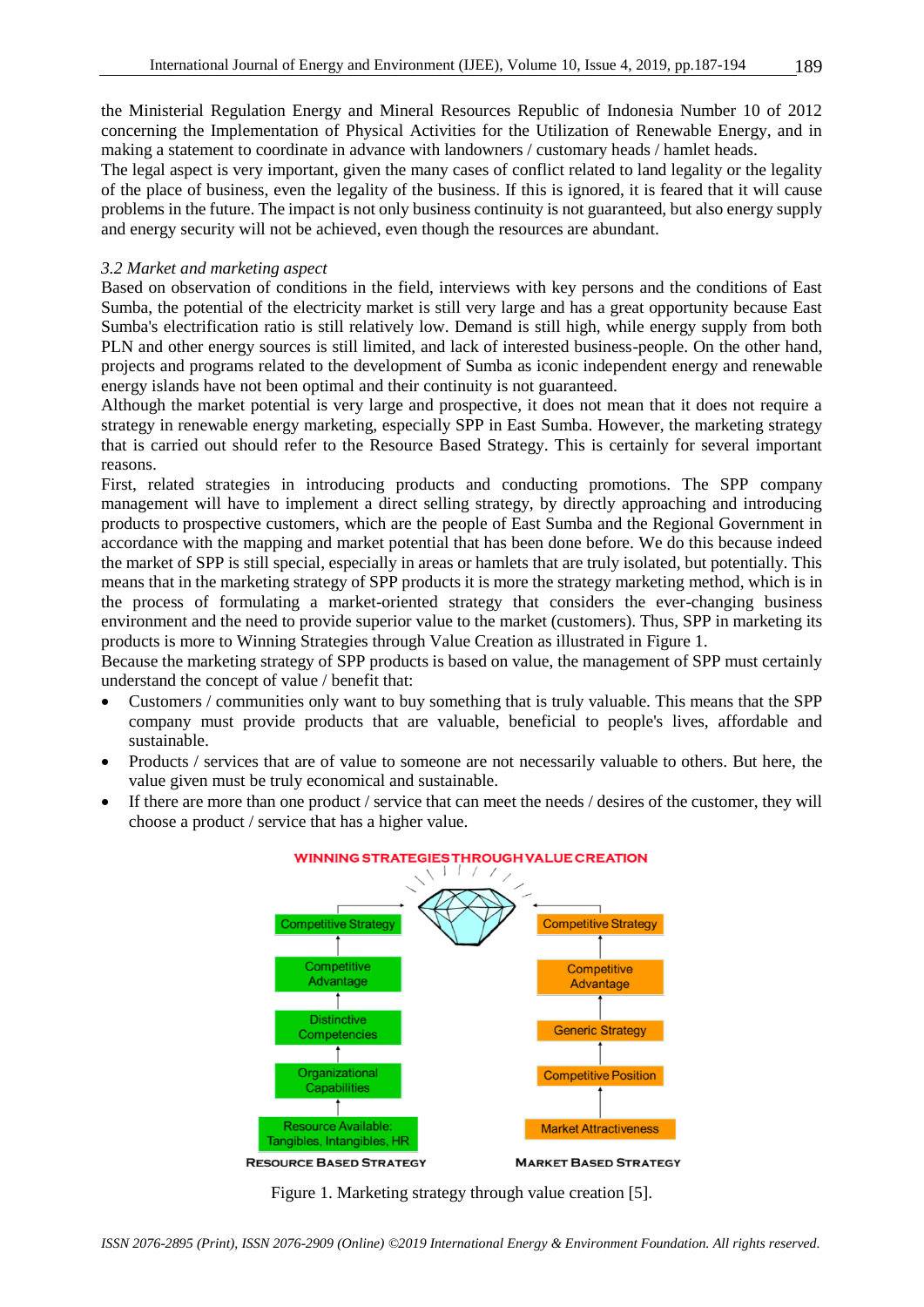the Ministerial Regulation Energy and Mineral Resources Republic of Indonesia Number 10 of 2012 concerning the Implementation of Physical Activities for the Utilization of Renewable Energy, and in making a statement to coordinate in advance with landowners / customary heads / hamlet heads.

The legal aspect is very important, given the many cases of conflict related to land legality or the legality of the place of business, even the legality of the business. If this is ignored, it is feared that it will cause problems in the future. The impact is not only business continuity is not guaranteed, but also energy supply and energy security will not be achieved, even though the resources are abundant.

*3.2 Market and marketing aspect*

Based on observation of conditions in the field, interviews with key persons and the conditions of East Sumba, the potential of the electricity market is still very large and has a great opportunity because East Sumba's electrification ratio is still relatively low. Demand is still high, while energy supply from both PLN and other energy sources is still limited, and lack of interested business-people. On the other hand, projects and programs related to the development of Sumba as iconic independent energy and renewable energy islands have not been optimal and their continuity is not guaranteed.

Although the market potential is very large and prospective, it does not mean that it does not require a strategy in renewable energy marketing, especially SPP in East Sumba. However, the marketing strategy that is carried out should refer to the Resource Based Strategy. This is certainly for several important reasons.

First, related strategies in introducing products and conducting promotions. The SPP company management will have to implement a direct selling strategy, by directly approaching and introducing products to prospective customers, which are the people of East Sumba and the Regional Government in accordance with the mapping and market potential that has been done before. We do this because indeed the market of SPP is still special, especially in areas or hamlets that are truly isolated, but potentially. This means that in the marketing strategy of SPP products it is more the strategy marketing method, which is in the process of formulating a market-oriented strategy that considers the ever-changing business environment and the need to provide superior value to the market (customers). Thus, SPP in marketing its products is more to Winning Strategies through Value Creation as illustrated in Figure 1.

Because the marketing strategy of SPP products is based on value, the management of SPP must certainly understand the concept of value / benefit that:

- Customers / communities only want to buy something that is truly valuable. This means that the SPP company must provide products that are valuable, beneficial to people's lives, affordable and sustainable.
- Products / services that are of value to someone are not necessarily valuable to others. But here, the value given must be truly economical and sustainable.
- If there are more than one product / service that can meet the needs / desires of the customer, they will choose a product / service that has a higher value.

WINNING STRATEGIES THROUGH VALUE CREATION

| Resource Based Strategy | Market Based Strategy |
|---|---|
| Competitive Strategy | Competitive Strategy |
| Competitive Advantage | Competitive Advantage |
| Distinctive Competencies | Generic Strategy |
| Organizational Capabilities | Competitive Position |
| Resource Available: Tangibles, Intangibles, HR | Market Attractiveness |

Figure 1. Marketing strategy through value creation [5].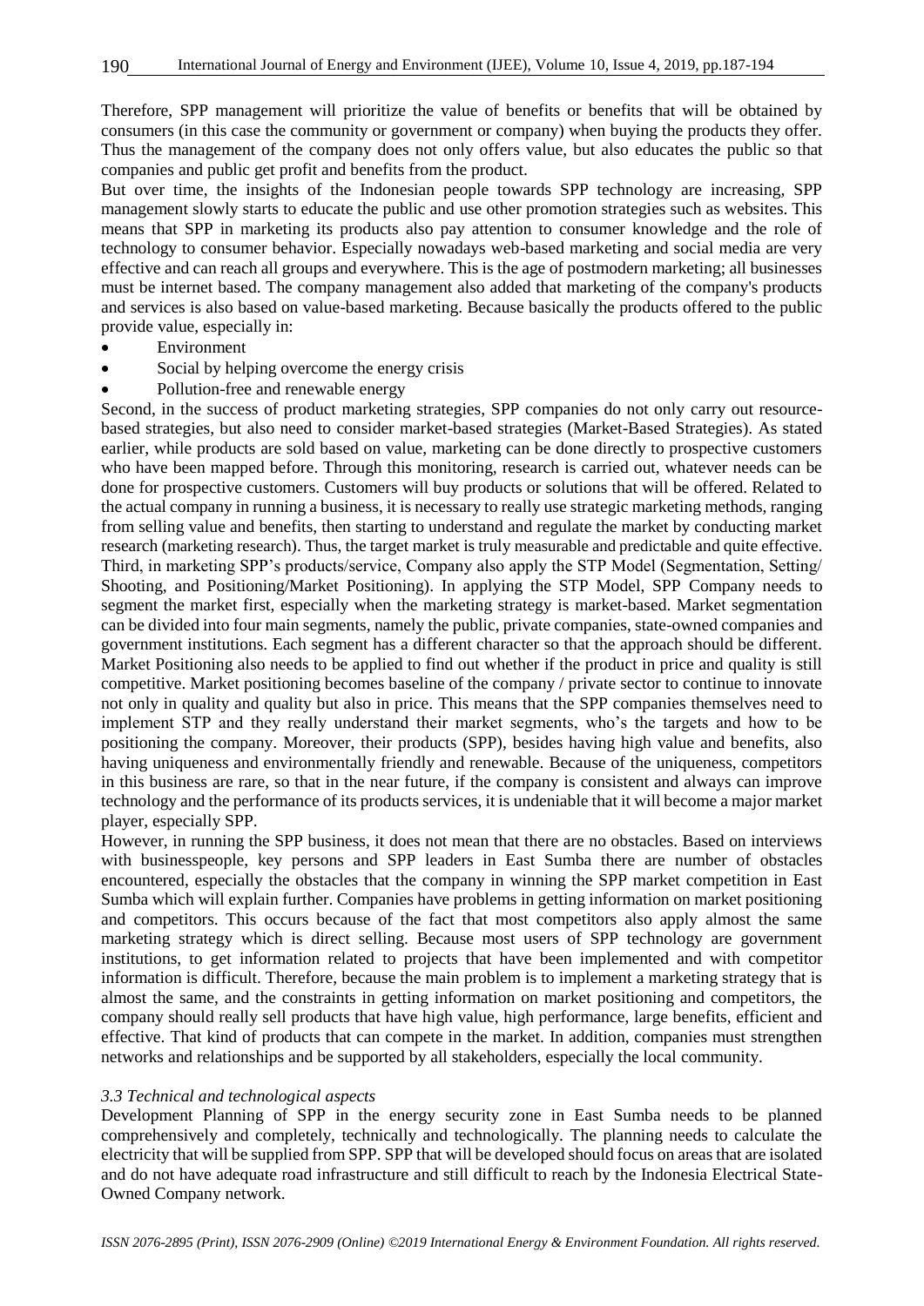Therefore, SPP management will prioritize the value of benefits or benefits that will be obtained by consumers (in this case the community or government or company) when buying the products they offer. Thus the management of the company does not only offers value, but also educates the public so that companies and public get profit and benefits from the product.

But over time, the insights of the Indonesian people towards SPP technology are increasing, SPP management slowly starts to educate the public and use other promotion strategies such as websites. This means that SPP in marketing its products also pay attention to consumer knowledge and the role of technology to consumer behavior. Especially nowadays web-based marketing and social media are very effective and can reach all groups and everywhere. This is the age of postmodern marketing; all businesses must be internet based. The company management also added that marketing of the company's products and services is also based on value-based marketing. Because basically the products offered to the public provide value, especially in:

- Environment
- Social by helping overcome the energy crisis
- Pollution-free and renewable energy

Second, in the success of product marketing strategies, SPP companies do not only carry out resource-based strategies, but also need to consider market-based strategies (Market-Based Strategies). As stated earlier, while products are sold based on value, marketing can be done directly to prospective customers who have been mapped before. Through this monitoring, research is carried out, whatever needs can be done for prospective customers. Customers will buy products or solutions that will be offered. Related to the actual company in running a business, it is necessary to really use strategic marketing methods, ranging from selling value and benefits, then starting to understand and regulate the market by conducting market research (marketing research). Thus, the target market is truly measurable and predictable and quite effective.

Third, in marketing SPP's products/service, Company also apply the STP Model (Segmentation, Setting/ Shooting, and Positioning/Market Positioning). In applying the STP Model, SPP Company needs to segment the market first, especially when the marketing strategy is market-based. Market segmentation can be divided into four main segments, namely the public, private companies, state-owned companies and government institutions. Each segment has a different character so that the approach should be different. Market Positioning also needs to be applied to find out whether if the product in price and quality is still competitive. Market positioning becomes baseline of the company / private sector to continue to innovate not only in quality and quality but also in price. This means that the SPP companies themselves need to implement STP and they really understand their market segments, who's the targets and how to be positioning the company. Moreover, their products (SPP), besides having high value and benefits, also having uniqueness and environmentally friendly and renewable. Because of the uniqueness, competitors in this business are rare, so that in the near future, if the company is consistent and always can improve technology and the performance of its products services, it is undeniable that it will become a major market player, especially SPP.

However, in running the SPP business, it does not mean that there are no obstacles. Based on interviews with businesspeople, key persons and SPP leaders in East Sumba there are number of obstacles encountered, especially the obstacles that the company in winning the SPP market competition in East Sumba which will explain further. Companies have problems in getting information on market positioning and competitors. This occurs because of the fact that most competitors also apply almost the same marketing strategy which is direct selling. Because most users of SPP technology are government institutions, to get information related to projects that have been implemented and with competitor information is difficult. Therefore, because the main problem is to implement a marketing strategy that is almost the same, and the constraints in getting information on market positioning and competitors, the company should really sell products that have high value, high performance, large benefits, efficient and effective. That kind of products that can compete in the market. In addition, companies must strengthen networks and relationships and be supported by all stakeholders, especially the local community.

### *3.3 Technical and technological aspects*

Development Planning of SPP in the energy security zone in East Sumba needs to be planned comprehensively and completely, technically and technologically. The planning needs to calculate the electricity that will be supplied from SPP. SPP that will be developed should focus on areas that are isolated and do not have adequate road infrastructure and still difficult to reach by the Indonesia Electrical State-Owned Company network.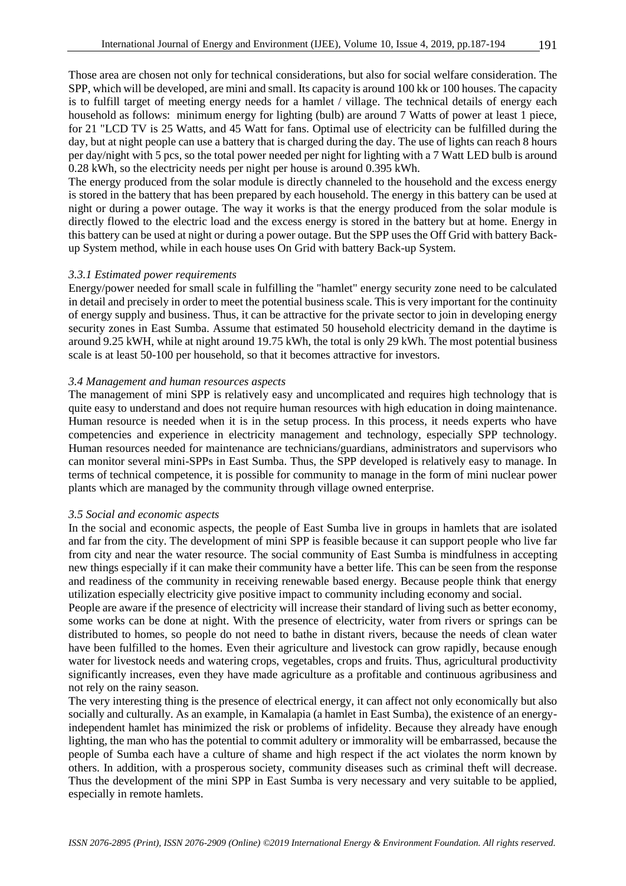Those area are chosen not only for technical considerations, but also for social welfare consideration. The SPP, which will be developed, are mini and small. Its capacity is around 100 kk or 100 houses. The capacity is to fulfill target of meeting energy needs for a hamlet / village. The technical details of energy each household as follows: minimum energy for lighting (bulb) are around 7 Watts of power at least 1 piece, for 21 "LCD TV is 25 Watts, and 45 Watt for fans. Optimal use of electricity can be fulfilled during the day, but at night people can use a battery that is charged during the day. The use of lights can reach 8 hours per day/night with 5 pcs, so the total power needed per night for lighting with a 7 Watt LED bulb is around 0.28 kWh, so the electricity needs per night per house is around 0.395 kWh.

The energy produced from the solar module is directly channeled to the household and the excess energy is stored in the battery that has been prepared by each household. The energy in this battery can be used at night or during a power outage. The way it works is that the energy produced from the solar module is directly flowed to the electric load and the excess energy is stored in the battery but at home. Energy in this battery can be used at night or during a power outage. But the SPP uses the Off Grid with battery Back-up System method, while in each house uses On Grid with battery Back-up System.

#### *3.3.1 Estimated power requirements*

Energy/power needed for small scale in fulfilling the "hamlet" energy security zone need to be calculated in detail and precisely in order to meet the potential business scale. This is very important for the continuity of energy supply and business. Thus, it can be attractive for the private sector to join in developing energy security zones in East Sumba. Assume that estimated 50 household electricity demand in the daytime is around 9.25 kWH, while at night around 19.75 kWh, the total is only 29 kWh. The most potential business scale is at least 50-100 per household, so that it becomes attractive for investors.

### *3.4 Management and human resources aspects*

The management of mini SPP is relatively easy and uncomplicated and requires high technology that is quite easy to understand and does not require human resources with high education in doing maintenance. Human resource is needed when it is in the setup process. In this process, it needs experts who have competencies and experience in electricity management and technology, especially SPP technology. Human resources needed for maintenance are technicians/guardians, administrators and supervisors who can monitor several mini-SPPs in East Sumba. Thus, the SPP developed is relatively easy to manage. In terms of technical competence, it is possible for community to manage in the form of mini nuclear power plants which are managed by the community through village owned enterprise.

### *3.5 Social and economic aspects*

In the social and economic aspects, the people of East Sumba live in groups in hamlets that are isolated and far from the city. The development of mini SPP is feasible because it can support people who live far from city and near the water resource. The social community of East Sumba is mindfulness in accepting new things especially if it can make their community have a better life. This can be seen from the response and readiness of the community in receiving renewable based energy. Because people think that energy utilization especially electricity give positive impact to community including economy and social.

People are aware if the presence of electricity will increase their standard of living such as better economy, some works can be done at night. With the presence of electricity, water from rivers or springs can be distributed to homes, so people do not need to bathe in distant rivers, because the needs of clean water have been fulfilled to the homes. Even their agriculture and livestock can grow rapidly, because enough water for livestock needs and watering crops, vegetables, crops and fruits. Thus, agricultural productivity significantly increases, even they have made agriculture as a profitable and continuous agribusiness and not rely on the rainy season.

The very interesting thing is the presence of electrical energy, it can affect not only economically but also socially and culturally. As an example, in Kamalapia (a hamlet in East Sumba), the existence of an energy-independent hamlet has minimized the risk or problems of infidelity. Because they already have enough lighting, the man who has the potential to commit adultery or immorality will be embarrassed, because the people of Sumba each have a culture of shame and high respect if the act violates the norm known by others. In addition, with a prosperous society, community diseases such as criminal theft will decrease. Thus the development of the mini SPP in East Sumba is very necessary and very suitable to be applied, especially in remote hamlets.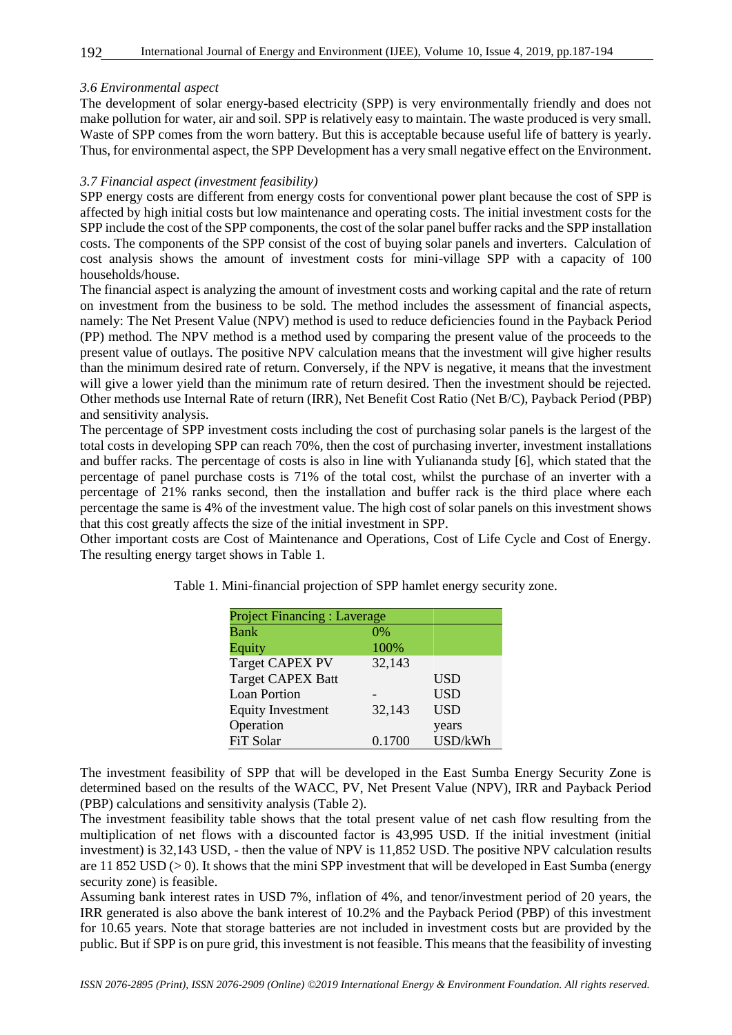### *3.6 Environmental aspect*

The development of solar energy-based electricity (SPP) is very environmentally friendly and does not make pollution for water, air and soil. SPP is relatively easy to maintain. The waste produced is very small. Waste of SPP comes from the worn battery. But this is acceptable because useful life of battery is yearly. Thus, for environmental aspect, the SPP Development has a very small negative effect on the Environment.

### *3.7 Financial aspect (investment feasibility)*

SPP energy costs are different from energy costs for conventional power plant because the cost of SPP is affected by high initial costs but low maintenance and operating costs. The initial investment costs for the SPP include the cost of the SPP components, the cost of the solar panel buffer racks and the SPP installation costs. The components of the SPP consist of the cost of buying solar panels and inverters. Calculation of cost analysis shows the amount of investment costs for mini-village SPP with a capacity of 100 households/house.

The financial aspect is analyzing the amount of investment costs and working capital and the rate of return on investment from the business to be sold. The method includes the assessment of financial aspects, namely: The Net Present Value (NPV) method is used to reduce deficiencies found in the Payback Period (PP) method. The NPV method is a method used by comparing the present value of the proceeds to the present value of outlays. The positive NPV calculation means that the investment will give higher results than the minimum desired rate of return. Conversely, if the NPV is negative, it means that the investment will give a lower yield than the minimum rate of return desired. Then the investment should be rejected. Other methods use Internal Rate of return (IRR), Net Benefit Cost Ratio (Net B/C), Payback Period (PBP) and sensitivity analysis.

The percentage of SPP investment costs including the cost of purchasing solar panels is the largest of the total costs in developing SPP can reach 70%, then the cost of purchasing inverter, investment installations and buffer racks. The percentage of costs is also in line with Yuliananda study [6], which stated that the percentage of panel purchase costs is 71% of the total cost, whilst the purchase of an inverter with a percentage of 21% ranks second, then the installation and buffer rack is the third place where each percentage the same is 4% of the investment value. The high cost of solar panels on this investment shows that this cost greatly affects the size of the initial investment in SPP.

Other important costs are Cost of Maintenance and Operations, Cost of Life Cycle and Cost of Energy. The resulting energy target shows in Table 1.

Table 1. Mini-financial projection of SPP hamlet energy security zone.

| Project Financing : Laverage | | |
|---|---|---|
| Bank | 0% | |
| Equity | 100% | |
| Target CAPEX PV | 32,143 | |
| Target CAPEX Batt | | USD |
| Loan Portion | - | USD |
| Equity Investment | 32,143 | USD |
| Operation | | years |
| FiT Solar | 0.1700 | USD/kWh |

The investment feasibility of SPP that will be developed in the East Sumba Energy Security Zone is determined based on the results of the WACC, PV, Net Present Value (NPV), IRR and Payback Period (PBP) calculations and sensitivity analysis (Table 2).

The investment feasibility table shows that the total present value of net cash flow resulting from the multiplication of net flows with a discounted factor is 43,995 USD. If the initial investment (initial investment) is 32,143 USD, - then the value of NPV is 11,852 USD. The positive NPV calculation results are 11 852 USD (> 0). It shows that the mini SPP investment that will be developed in East Sumba (energy security zone) is feasible.

Assuming bank interest rates in USD 7%, inflation of 4%, and tenor/investment period of 20 years, the IRR generated is also above the bank interest of 10.2% and the Payback Period (PBP) of this investment for 10.65 years. Note that storage batteries are not included in investment costs but are provided by the public. But if SPP is on pure grid, this investment is not feasible. This means that the feasibility of investing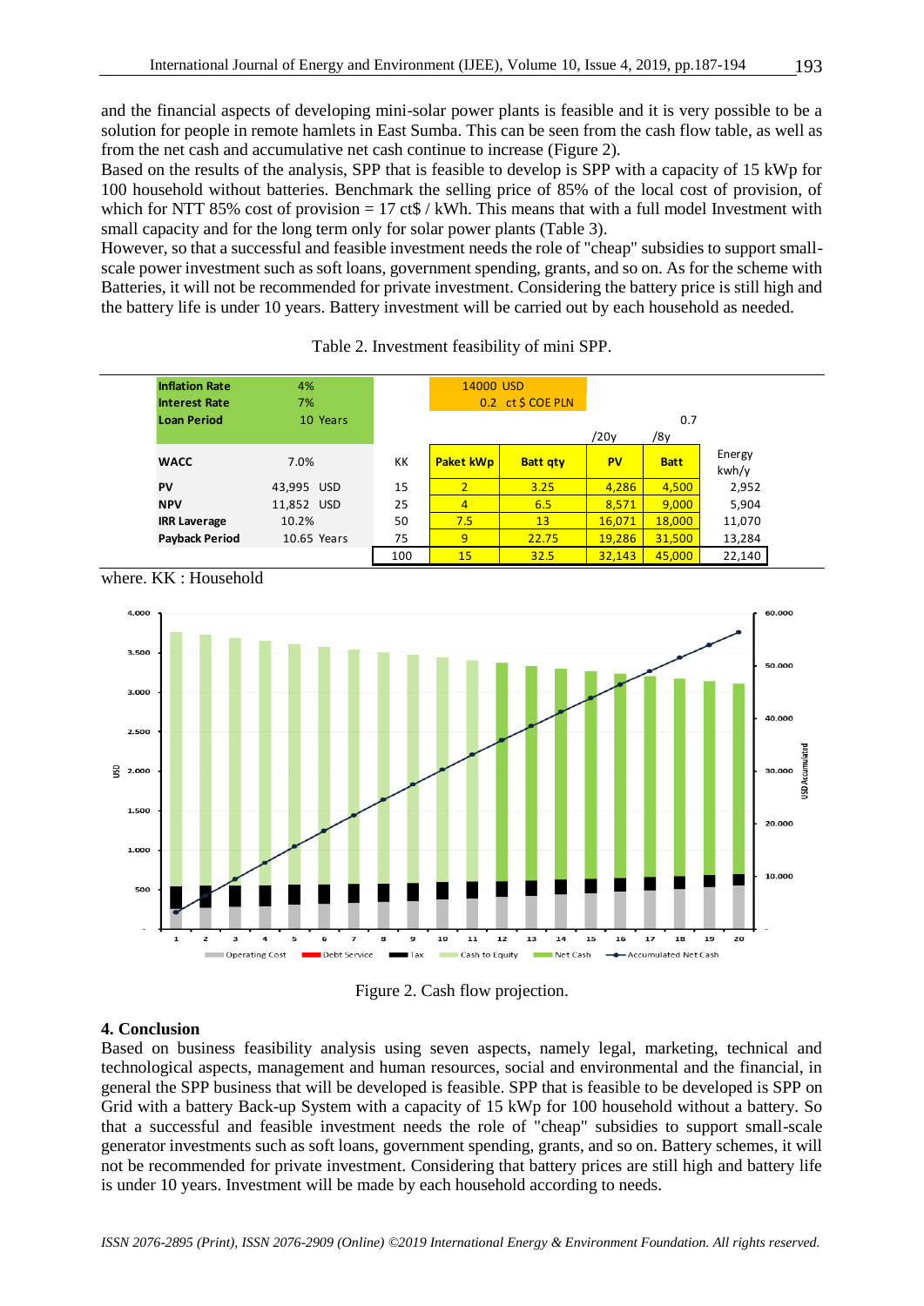and the financial aspects of developing mini-solar power plants is feasible and it is very possible to be a solution for people in remote hamlets in East Sumba. This can be seen from the cash flow table, as well as from the net cash and accumulative net cash continue to increase (Figure 2).
Based on the results of the analysis, SPP that is feasible to develop is SPP with a capacity of 15 kWp for 100 household without batteries. Benchmark the selling price of 85% of the local cost of provision, of which for NTT 85% cost of provision = 17 ct$ / kWh. This means that with a full model Investment with small capacity and for the long term only for solar power plants (Table 3).
However, so that a successful and feasible investment needs the role of "cheap" subsidies to support small-scale power investment such as soft loans, government spending, grants, and so on. As for the scheme with Batteries, it will not be recommended for private investment. Considering the battery price is still high and the battery life is under 10 years. Battery investment will be carried out by each household as needed.

Table 2. Investment feasibility of mini SPP.

| Inflation Rate | 4% | | 14000 USD | | | | |
|---|---|---|---|---|---|---|---|
| Interest Rate | 7% | | 0.2 ct $ COE PLN | | | | |
| Loan Period | 10 Years | | | | | 0.7 | |
| | | | | | /20y | /8y | |
| WACC | 7.0% | KK | Paket kWp | Batt qty | PV | Batt | Energy kwh/y |
| PV | 43,995 USD | 15 | 2 | 3.25 | 4,286 | 4,500 | 2,952 |
| NPV | 11,852 USD | 25 | 4 | 6.5 | 8,571 | 9,000 | 5,904 |
| IRR Laverage | 10.2% | 50 | 7.5 | 13 | 16,071 | 18,000 | 11,070 |
| Payback Period | 10.65 Years | 75 | 9 | 22.75 | 19,286 | 31,500 | 13,284 |
| | | 100 | 15 | 32.5 | 32,143 | 45,000 | 22,140 |

where. KK : Household

Figure 2. Cash flow projection.

## 4. Conclusion

Based on business feasibility analysis using seven aspects, namely legal, marketing, technical and technological aspects, management and human resources, social and environmental and the financial, in general the SPP business that will be developed is feasible. SPP that is feasible to be developed is SPP on Grid with a battery Back-up System with a capacity of 15 kWp for 100 household without a battery. So that a successful and feasible investment needs the role of "cheap" subsidies to support small-scale generator investments such as soft loans, government spending, grants, and so on. Battery schemes, it will not be recommended for private investment. Considering that battery prices are still high and battery life is under 10 years. Investment will be made by each household according to needs.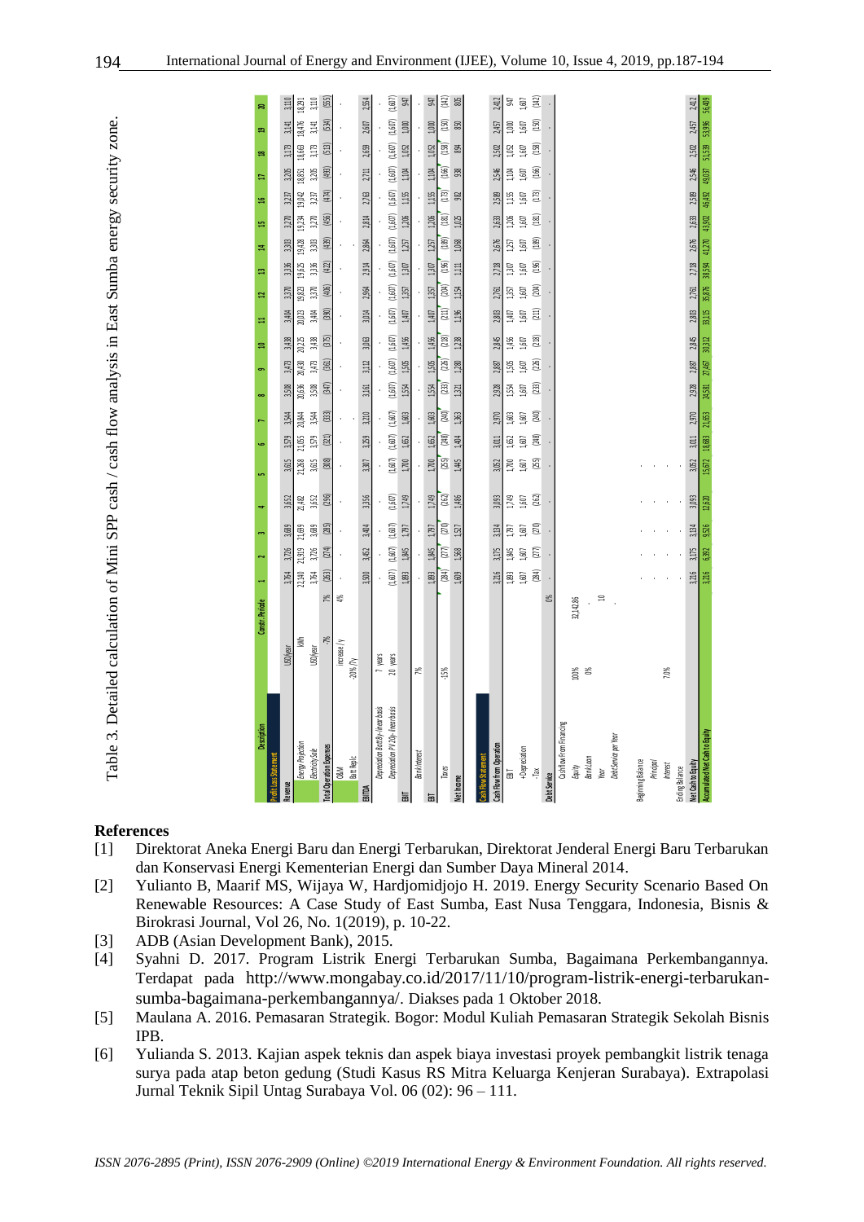Table 3. Detailed calculation of Mini SPP cash / cash flow analysis in East Sumba energy security zone.

| Description | | Constr. Periode | 1 | 2 | 3 | 4 | 5 | 6 | 7 | 8 | 9 | 10 | 11 | 12 | 13 | 14 | 15 | 16 | 17 | 18 | 19 | 20 |
|---|---|---|---|---|---|---|---|---|---|---|---|---|---|---|---|---|---|---|---|---|---|---|
| **Profit Loss Statement** | | | | | | | | | | | | | | | | | | | | | | |
| **Revenue** | USD/year | | 3,764 | 3,726 | 3,689 | 3,652 | 3,615 | 3,579 | 3,544 | 3,508 | 3,473 | 3,438 | 3,404 | 3,370 | 3,336 | 3,303 | 3,270 | 3,237 | 3,205 | 3,173 | 3,141 | 3,110 |
| *Energy Projection* | kWh | | 22,140 | 21,919 | 21,699 | 21,482 | 21,268 | 21,055 | 20,844 | 20,636 | 20,430 | 20,225 | 20,023 | 19,823 | 19,625 | 19,428 | 19,234 | 19,042 | 18,851 | 18,663 | 18,476 | 18,291 |
| *Electricity Sale* | USD/year | | 3,764 | 3,726 | 3,689 | 3,652 | 3,615 | 3,579 | 3,544 | 3,508 | 3,473 | 3,438 | 3,404 | 3,370 | 3,336 | 3,303 | 3,270 | 3,237 | 3,205 | 3,173 | 3,141 | 3,110 |
| **Total Operation Expenses** | -1% | 7% | (263) | (274) | (285) | (296) | (308) | (321) | (333) | (347) | (361) | (375) | (390) | (406) | (422) | (439) | (456) | (474) | (493) | (513) | (534) | (555) |
| *O&M* | increase / y | 4% | - | - | - | - | - | - | - | - | - | - | - | - | - | - | - | - | - | - | - | - |
| *Batt Replc* | -20% /1y | | - | - | - | - | - | - | - | - | - | - | - | - | - | - | - | - | - | - | - | - |
| **EBITDA** | | | 3,500 | 3,452 | 3,404 | 3,356 | 3,307 | 3,259 | 3,210 | 3,161 | 3,112 | 3,063 | 3,014 | 2,964 | 2,914 | 2,864 | 2,814 | 2,763 | 2,711 | 2,659 | 2,607 | 2,554 |
| *Depreciation Batt 8y - linear basis* | 7 years | | - | - | - | - | - | - | - | - | - | - | - | - | - | - | - | - | - | - | - | - |
| *Depreciation PV 20y - linear basis* | 20 years | | (1,607) | (1,607) | (1,607) | (1,607) | (1,607) | (1,607) | (1,607) | (1,607) | (1,607) | (1,607) | (1,607) | (1,607) | (1,607) | (1,607) | (1,607) | (1,607) | (1,607) | (1,607) | (1,607) | (1,607) |
| **EBIT** | | | 1,893 | 1,845 | 1,797 | 1,749 | 1,700 | 1,652 | 1,603 | 1,554 | 1,505 | 1,456 | 1,407 | 1,357 | 1,307 | 1,257 | 1,206 | 1,155 | 1,104 | 1,052 | 1,000 | 947 |
| *Bank Interest* | 7% | | - | - | - | - | - | - | - | - | - | - | - | - | - | - | - | - | - | - | - | - |
| **EBT** | | | 1,893 | 1,845 | 1,797 | 1,749 | 1,700 | 1,652 | 1,603 | 1,554 | 1,505 | 1,456 | 1,407 | 1,357 | 1,307 | 1,257 | 1,206 | 1,155 | 1,104 | 1,052 | 1,000 | 947 |
| *Taxes* | -15% | | (284) | (277) | (270) | (262) | (255) | (248) | (240) | (233) | (226) | (218) | (211) | (204) | (196) | (189) | (181) | (173) | (166) | (158) | (150) | (142) |
| **Net Income** | | | 1,609 | 1,568 | 1,527 | 1,486 | 1,445 | 1,404 | 1,363 | 1,321 | 1,280 | 1,238 | 1,196 | 1,154 | 1,111 | 1,068 | 1,025 | 982 | 938 | 894 | 850 | 805 |
| **Cash Flow Statement** | | | | | | | | | | | | | | | | | | | | | | |
| **Cash Flow From Operation** | | | 3,216 | 3,175 | 3,134 | 3,093 | 3,052 | 3,011 | 2,970 | 2,928 | 2,887 | 2,845 | 2,803 | 2,761 | 2,718 | 2,676 | 2,633 | 2,589 | 2,546 | 2,502 | 2,457 | 2,412 |
| EBT | | | 1,893 | 1,845 | 1,797 | 1,749 | 1,700 | 1,652 | 1,603 | 1,554 | 1,505 | 1,456 | 1,407 | 1,357 | 1,307 | 1,257 | 1,206 | 1,155 | 1,104 | 1,052 | 1,000 | 947 |
| +Depreciation | | | 1,607 | 1,607 | 1,607 | 1,607 | 1,607 | 1,607 | 1,607 | 1,607 | 1,607 | 1,607 | 1,607 | 1,607 | 1,607 | 1,607 | 1,607 | 1,607 | 1,607 | 1,607 | 1,607 | 1,607 |
| -Tax | | | (284) | (277) | (270) | (262) | (255) | (248) | (240) | (233) | (226) | (218) | (211) | (204) | (196) | (189) | (181) | (173) | (166) | (158) | (150) | (142) |
| **Debt Service** | | 0% | - | - | - | - | - | - | - | - | - | - | - | - | - | - | - | - | - | - | - | - |
| Cash Flow From Financing | | | | | | | | | | | | | | | | | | | | | | |
| *Equity* | 100% | 32,142.86 | | | | | | | | | | | | | | | | | | | | |
| *Bank Loan* | 0% | - | | | | | | | | | | | | | | | | | | | | |
| *Year* | | 10 | | | | | | | | | | | | | | | | | | | | |
| *Debt Service per Year* | | - | | | | | | | | | | | | | | | | | | | | |
| Beginning Balance | | | - | - | - | - | - | | | | | | | | | | | | | | | |
| *Principal* | | | - | - | - | - | - | | | | | | | | | | | | | | | |
| *Interest* | 7.0% | | - | - | - | - | - | | | | | | | | | | | | | | | |
| Ending Balance | | | - | - | - | - | - | | | | | | | | | | | | | | | |
| **Net Cash to Equity** | | | 3,216 | 3,175 | 3,134 | 3,093 | 3,052 | 3,011 | 2,970 | 2,928 | 2,887 | 2,845 | 2,803 | 2,761 | 2,718 | 2,676 | 2,633 | 2,589 | 2,546 | 2,502 | 2,457 | 2,412 |
| **Accumulated Net Cash to Equity** | | | 3,216 | 6,392 | 9,526 | 12,620 | 15,672 | 18,683 | 21,653 | 24,581 | 27,467 | 30,312 | 33,115 | 35,876 | 38,594 | 41,270 | 43,902 | 46,492 | 49,037 | 51,539 | 53,996 | 56,409 |

## References

[1] Direktorat Aneka Energi Baru dan Energi Terbarukan, Direktorat Jenderal Energi Baru Terbarukan dan Konservasi Energi Kementerian Energi dan Sumber Daya Mineral 2014.

[2] Yulianto B, Maarif MS, Wijaya W, Hardjomidjojo H. 2019. Energy Security Scenario Based On Renewable Resources: A Case Study of East Sumba, East Nusa Tenggara, Indonesia, Bisnis & Birokrasi Journal, Vol 26, No. 1(2019), p. 10-22.

[3] ADB (Asian Development Bank), 2015.

[4] Syahni D. 2017. Program Listrik Energi Terbarukan Sumba, Bagaimana Perkembangannya. Terdapat pada http://www.mongabay.co.id/2017/11/10/program-listrik-energi-terbarukan-sumba-bagaimana-perkembangannya/. Diakses pada 1 Oktober 2018.

[5] Maulana A. 2016. Pemasaran Strategik. Bogor: Modul Kuliah Pemasaran Strategik Sekolah Bisnis IPB.

[6] Yulianda S. 2013. Kajian aspek teknis dan aspek biaya investasi proyek pembangkit listrik tenaga surya pada atap beton gedung (Studi Kasus RS Mitra Keluarga Kenjeran Surabaya). Extrapolasi Jurnal Teknik Sipil Untag Surabaya Vol. 06 (02): 96 – 111.